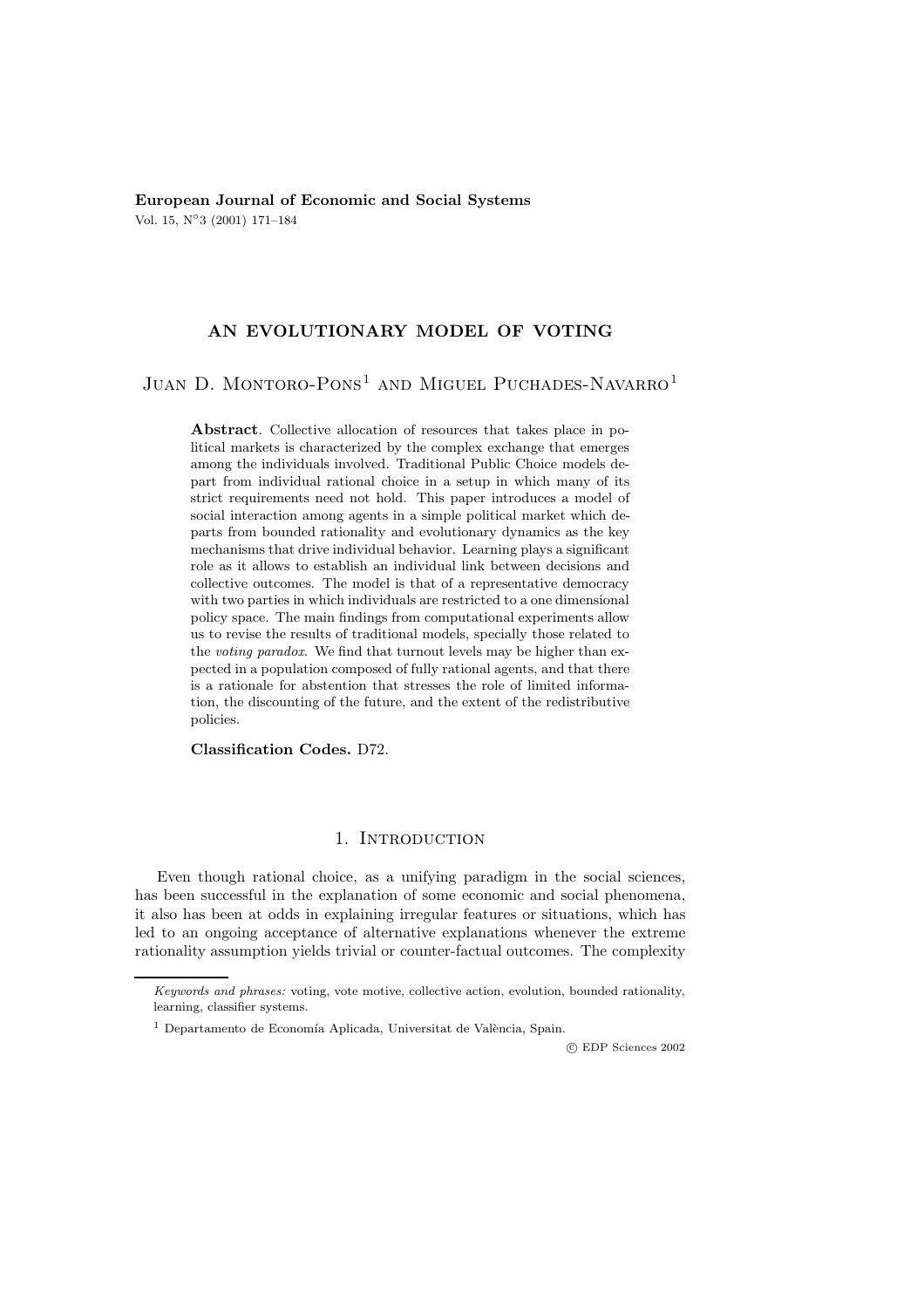# AN EVOLUTIONARY MODEL OF VOTING

Juan D. Montoro-Pons[1] and Miguel Puchades-Navarro[1]

**Abstract**. Collective allocation of resources that takes place in political markets is characterized by the complex exchange that emerges among the individuals involved. Traditional Public Choice models depart from individual rational choice in a setup in which many of its strict requirements need not hold. This paper introduces a model of social interaction among agents in a simple political market which departs from bounded rationality and evolutionary dynamics as the key mechanisms that drive individual behavior. Learning plays a significant role as it allows to establish an individual link between decisions and collective outcomes. The model is that of a representative democracy with two parties in which individuals are restricted to a one dimensional policy space. The main findings from computational experiments allow us to revise the results of traditional models, specially those related to the *voting paradox*. We find that turnout levels may be higher than expected in a population composed of fully rational agents, and that there is a rationale for abstention that stresses the role of limited information, the discounting of the future, and the extent of the redistributive policies.

**Classification Codes.** D72.

## 1. Introduction

Even though rational choice, as a unifying paradigm in the social sciences, has been successful in the explanation of some economic and social phenomena, it also has been at odds in explaining irregular features or situations, which has led to an ongoing acceptance of alternative explanations whenever the extreme rationality assumption yields trivial or counter-factual outcomes. The complexity

*Keywords and phrases:* voting, vote motive, collective action, evolution, bounded rationality, learning, classifier systems.

[1] Departamento de Economía Aplicada, Universitat de València, Spain.

© EDP Sciences 2002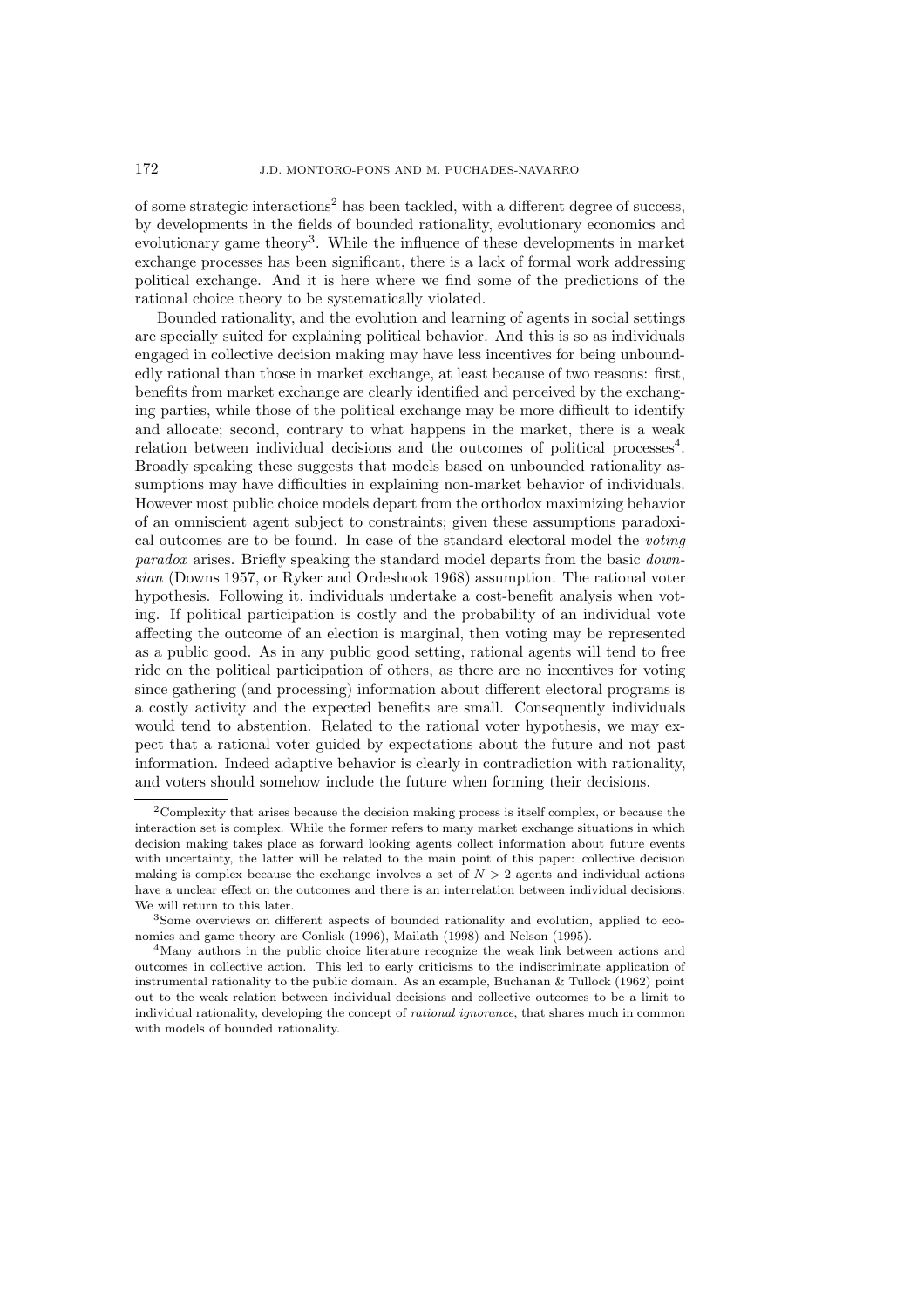of some strategic interactions[2] has been tackled, with a different degree of success, by developments in the fields of bounded rationality, evolutionary economics and evolutionary game theory[3]. While the influence of these developments in market exchange processes has been significant, there is a lack of formal work addressing political exchange. And it is here where we find some of the predictions of the rational choice theory to be systematically violated.

Bounded rationality, and the evolution and learning of agents in social settings are specially suited for explaining political behavior. And this is so as individuals engaged in collective decision making may have less incentives for being unboundedly rational than those in market exchange, at least because of two reasons: first, benefits from market exchange are clearly identified and perceived by the exchanging parties, while those of the political exchange may be more difficult to identify and allocate; second, contrary to what happens in the market, there is a weak relation between individual decisions and the outcomes of political processes[4]. Broadly speaking these suggests that models based on unbounded rationality assumptions may have difficulties in explaining non-market behavior of individuals. However most public choice models depart from the orthodox maximizing behavior of an omniscient agent subject to constraints; given these assumptions paradoxical outcomes are to be found. In case of the standard electoral model the *voting paradox* arises. Briefly speaking the standard model departs from the basic *downsian* (Downs 1957, or Ryker and Ordeshook 1968) assumption. The rational voter hypothesis. Following it, individuals undertake a cost-benefit analysis when voting. If political participation is costly and the probability of an individual vote affecting the outcome of an election is marginal, then voting may be represented as a public good. As in any public good setting, rational agents will tend to free ride on the political participation of others, as there are no incentives for voting since gathering (and processing) information about different electoral programs is a costly activity and the expected benefits are small. Consequently individuals would tend to abstention. Related to the rational voter hypothesis, we may expect that a rational voter guided by expectations about the future and not past information. Indeed adaptive behavior is clearly in contradiction with rationality, and voters should somehow include the future when forming their decisions.

---

[2] Complexity that arises because the decision making process is itself complex, or because the interaction set is complex. While the former refers to many market exchange situations in which decision making takes place as forward looking agents collect information about future events with uncertainty, the latter will be related to the main point of this paper: collective decision making is complex because the exchange involves a set of $N > 2$ agents and individual actions have a unclear effect on the outcomes and there is an interrelation between individual decisions. We will return to this later.

[3] Some overviews on different aspects of bounded rationality and evolution, applied to economics and game theory are Conlisk (1996), Mailath (1998) and Nelson (1995).

[4] Many authors in the public choice literature recognize the weak link between actions and outcomes in collective action. This led to early criticisms to the indiscriminate application of instrumental rationality to the public domain. As an example, Buchanan & Tullock (1962) point out to the weak relation between individual decisions and collective outcomes to be a limit to individual rationality, developing the concept of *rational ignorance*, that shares much in common with models of bounded rationality.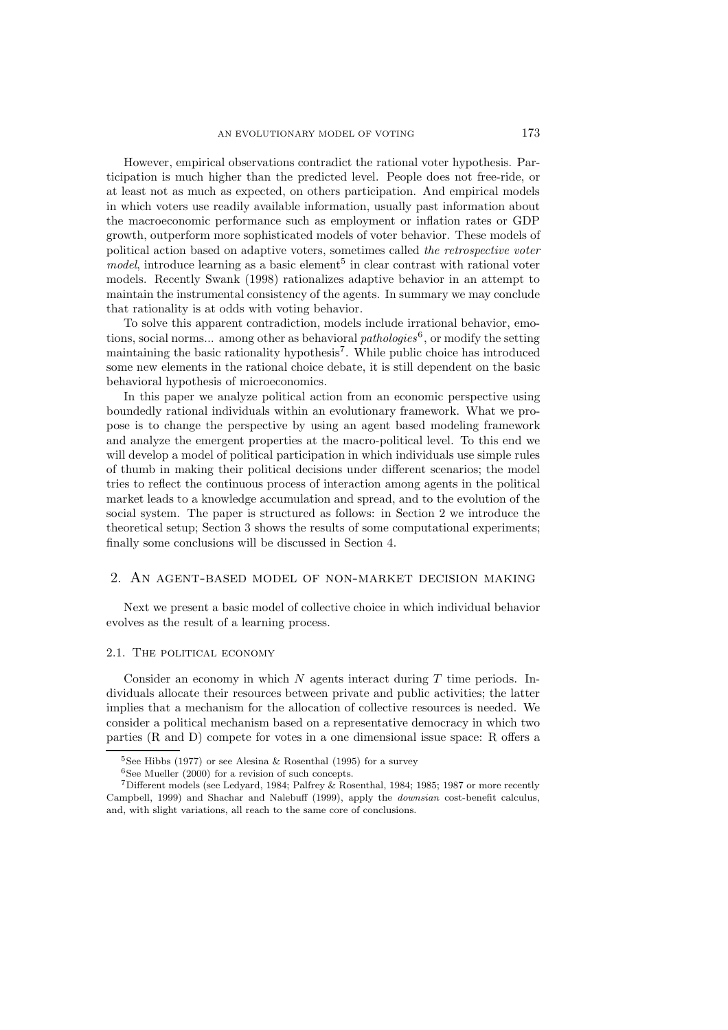However, empirical observations contradict the rational voter hypothesis. Participation is much higher than the predicted level. People does not free-ride, or at least not as much as expected, on others participation. And empirical models in which voters use readily available information, usually past information about the macroeconomic performance such as employment or inflation rates or GDP growth, outperform more sophisticated models of voter behavior. These models of political action based on adaptive voters, sometimes called *the retrospective voter model*, introduce learning as a basic element[5] in clear contrast with rational voter models. Recently Swank (1998) rationalizes adaptive behavior in an attempt to maintain the instrumental consistency of the agents. In summary we may conclude that rationality is at odds with voting behavior.

To solve this apparent contradiction, models include irrational behavior, emotions, social norms... among other as behavioral *pathologies*[6], or modify the setting maintaining the basic rationality hypothesis[7]. While public choice has introduced some new elements in the rational choice debate, it is still dependent on the basic behavioral hypothesis of microeconomics.

In this paper we analyze political action from an economic perspective using boundedly rational individuals within an evolutionary framework. What we propose is to change the perspective by using an agent based modeling framework and analyze the emergent properties at the macro-political level. To this end we will develop a model of political participation in which individuals use simple rules of thumb in making their political decisions under different scenarios; the model tries to reflect the continuous process of interaction among agents in the political market leads to a knowledge accumulation and spread, and to the evolution of the social system. The paper is structured as follows: in Section 2 we introduce the theoretical setup; Section 3 shows the results of some computational experiments; finally some conclusions will be discussed in Section 4.

## 2. An agent-based model of non-market decision making

Next we present a basic model of collective choice in which individual behavior evolves as the result of a learning process.

### 2.1. The political economy

Consider an economy in which $N$ agents interact during $T$ time periods. Individuals allocate their resources between private and public activities; the latter implies that a mechanism for the allocation of collective resources is needed. We consider a political mechanism based on a representative democracy in which two parties (R and D) compete for votes in a one dimensional issue space: R offers a

[5] See Hibbs (1977) or see Alesina & Rosenthal (1995) for a survey

[6] See Mueller (2000) for a revision of such concepts.

[7] Different models (see Ledyard, 1984; Palfrey & Rosenthal, 1984; 1985; 1987 or more recently Campbell, 1999) and Shachar and Nalebuff (1999), apply the *downsian* cost-benefit calculus, and, with slight variations, all reach to the same core of conclusions.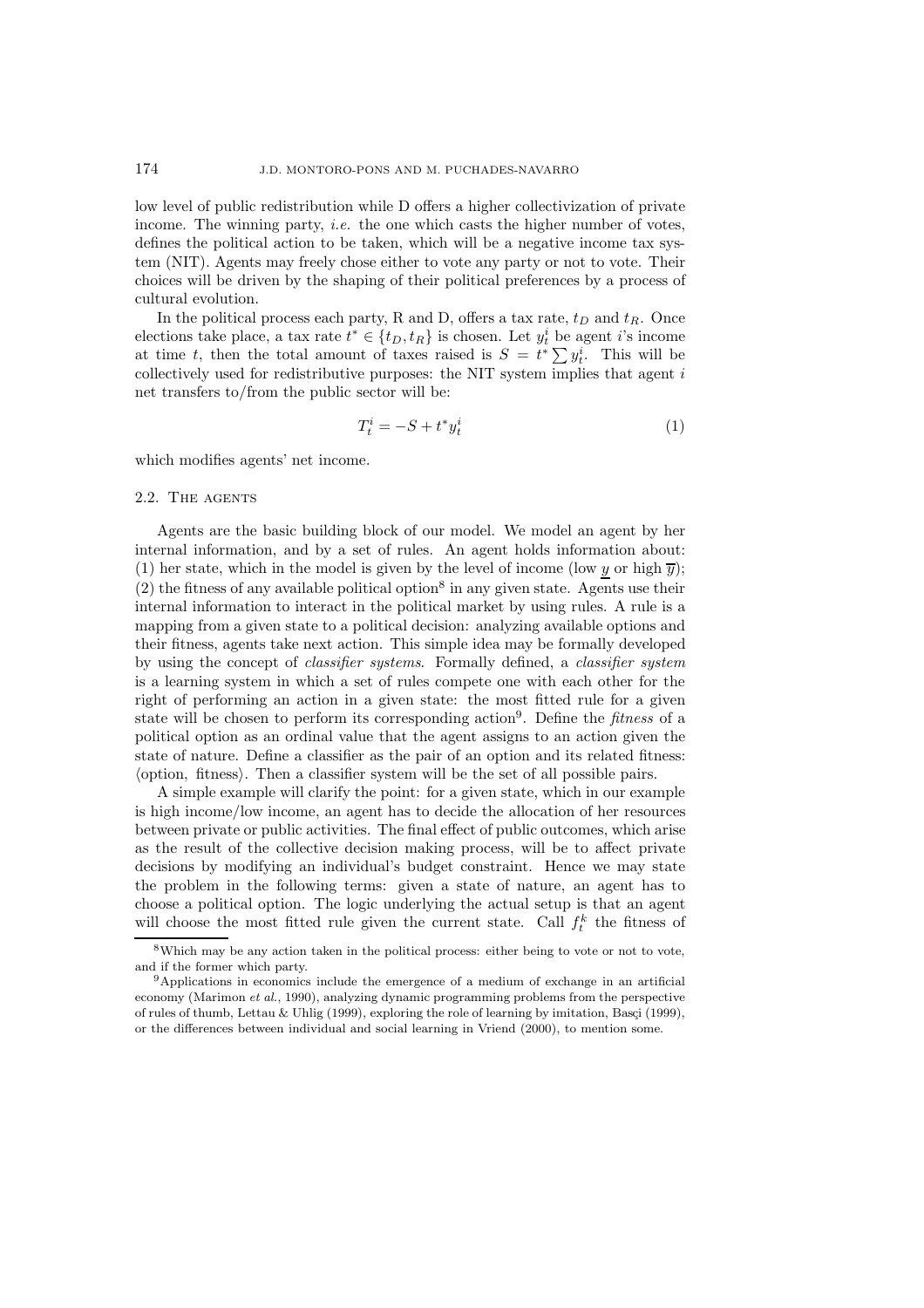low level of public redistribution while D offers a higher collectivization of private income. The winning party, *i.e.* the one which casts the higher number of votes, defines the political action to be taken, which will be a negative income tax system (NIT). Agents may freely chose either to vote any party or not to vote. Their choices will be driven by the shaping of their political preferences by a process of cultural evolution.

In the political process each party, R and D, offers a tax rate, $t_D$ and $t_R$. Once elections take place, a tax rate $t^* \in \{t_D, t_R\}$ is chosen. Let $y_t^i$ be agent $i$'s income at time $t$, then the total amount of taxes raised is $S = t^* \sum y_t^i$. This will be collectively used for redistributive purposes: the NIT system implies that agent $i$ net transfers to/from the public sector will be:

$$T_t^i = -S + t^* y_t^i \tag{1}$$

which modifies agents' net income.

## 2.2. The agents

Agents are the basic building block of our model. We model an agent by her internal information, and by a set of rules. An agent holds information about: (1) her state, which in the model is given by the level of income (low $\underline{y}$ or high $\overline{y}$); (2) the fitness of any available political option[8] in any given state. Agents use their internal information to interact in the political market by using rules. A rule is a mapping from a given state to a political decision: analyzing available options and their fitness, agents take next action. This simple idea may be formally developed by using the concept of *classifier systems*. Formally defined, a *classifier system* is a learning system in which a set of rules compete one with each other for the right of performing an action in a given state: the most fitted rule for a given state will be chosen to perform its corresponding action[9]. Define the *fitness* of a political option as an ordinal value that the agent assigns to an action given the state of nature. Define a classifier as the pair of an option and its related fitness: ⟨option, fitness⟩. Then a classifier system will be the set of all possible pairs.

A simple example will clarify the point: for a given state, which in our example is high income/low income, an agent has to decide the allocation of her resources between private or public activities. The final effect of public outcomes, which arise as the result of the collective decision making process, will be to affect private decisions by modifying an individual's budget constraint. Hence we may state the problem in the following terms: given a state of nature, an agent has to choose a political option. The logic underlying the actual setup is that an agent will choose the most fitted rule given the current state. Call $f_t^k$ the fitness of

[8] Which may be any action taken in the political process: either being to vote or not to vote, and if the former which party.

[9] Applications in economics include the emergence of a medium of exchange in an artificial economy (Marimon *et al.*, 1990), analyzing dynamic programming problems from the perspective of rules of thumb, Lettau & Uhlig (1999), exploring the role of learning by imitation, Basçi (1999), or the differences between individual and social learning in Vriend (2000), to mention some.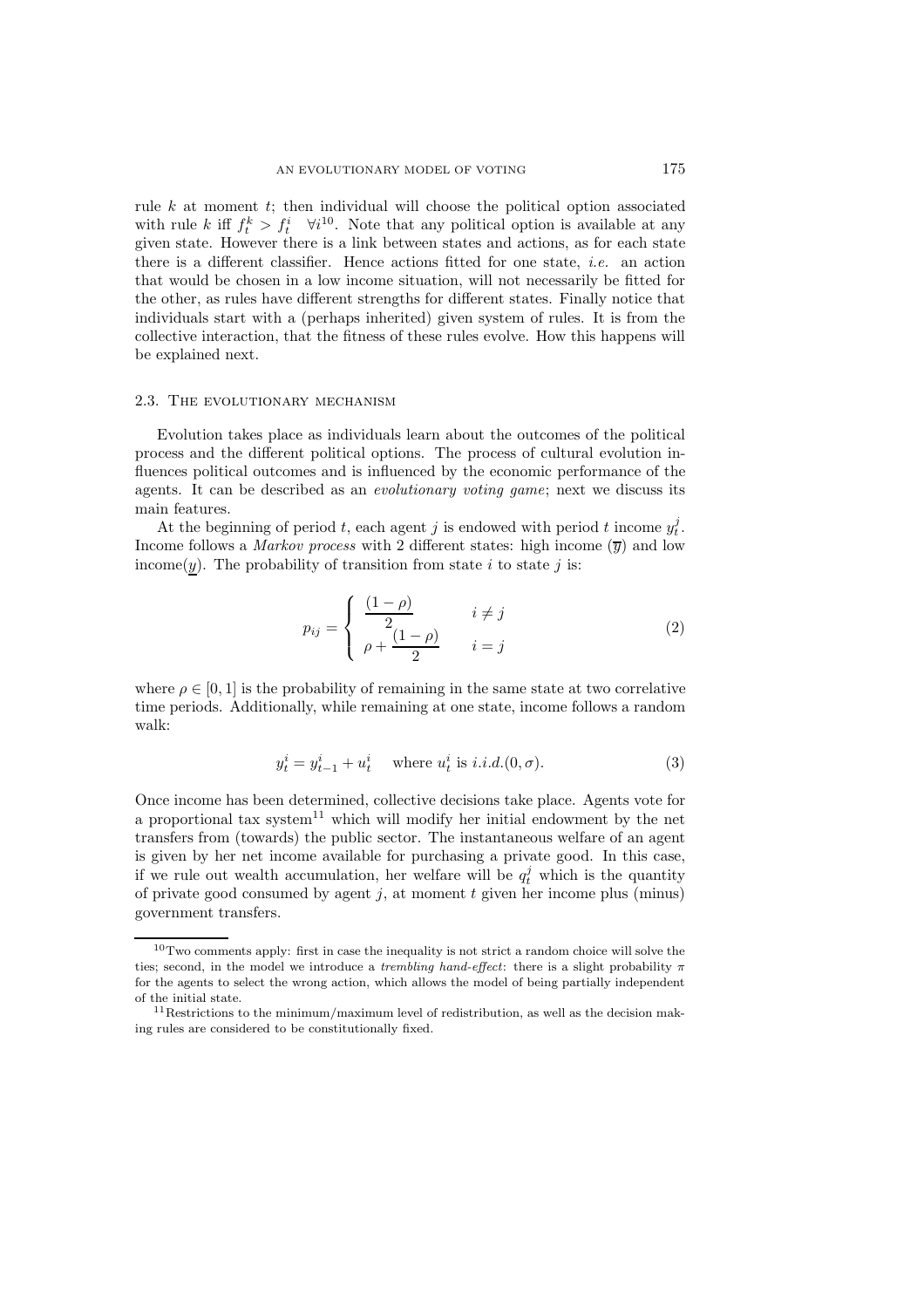rule $k$ at moment $t$; then individual will choose the political option associated with rule $k$ iff $f_t^k > f_t^i \quad \forall i$[10]. Note that any political option is available at any given state. However there is a link between states and actions, as for each state there is a different classifier. Hence actions fitted for one state, *i.e.* an action that would be chosen in a low income situation, will not necessarily be fitted for the other, as rules have different strengths for different states. Finally notice that individuals start with a (perhaps inherited) given system of rules. It is from the collective interaction, that the fitness of these rules evolve. How this happens will be explained next.

### 2.3. The evolutionary mechanism

Evolution takes place as individuals learn about the outcomes of the political process and the different political options. The process of cultural evolution influences political outcomes and is influenced by the economic performance of the agents. It can be described as an *evolutionary voting game*; next we discuss its main features.

At the beginning of period $t$, each agent $j$ is endowed with period $t$ income $y_t^j$. Income follows a *Markov process* with 2 different states: high income ($\overline{y}$) and low income($\underline{y}$). The probability of transition from state $i$ to state $j$ is:

$$p_{ij} = \begin{cases} \dfrac{(1-\rho)}{2} & i \neq j \\ \rho + \dfrac{(1-\rho)}{2} & i = j \end{cases} \tag{2}$$

where $\rho \in [0,1]$ is the probability of remaining in the same state at two correlative time periods. Additionally, while remaining at one state, income follows a random walk:

$$y_t^i = y_{t-1}^i + u_t^i \quad \text{where } u_t^i \text{ is } i.i.d.(0, \sigma). \tag{3}$$

Once income has been determined, collective decisions take place. Agents vote for a proportional tax system[11] which will modify her initial endowment by the net transfers from (towards) the public sector. The instantaneous welfare of an agent is given by her net income available for purchasing a private good. In this case, if we rule out wealth accumulation, her welfare will be $q_t^j$ which is the quantity of private good consumed by agent $j$, at moment $t$ given her income plus (minus) government transfers.

---

[10] Two comments apply: first in case the inequality is not strict a random choice will solve the ties; second, in the model we introduce a *trembling hand-effect*: there is a slight probability $\pi$ for the agents to select the wrong action, which allows the model of being partially independent of the initial state.

[11] Restrictions to the minimum/maximum level of redistribution, as well as the decision making rules are considered to be constitutionally fixed.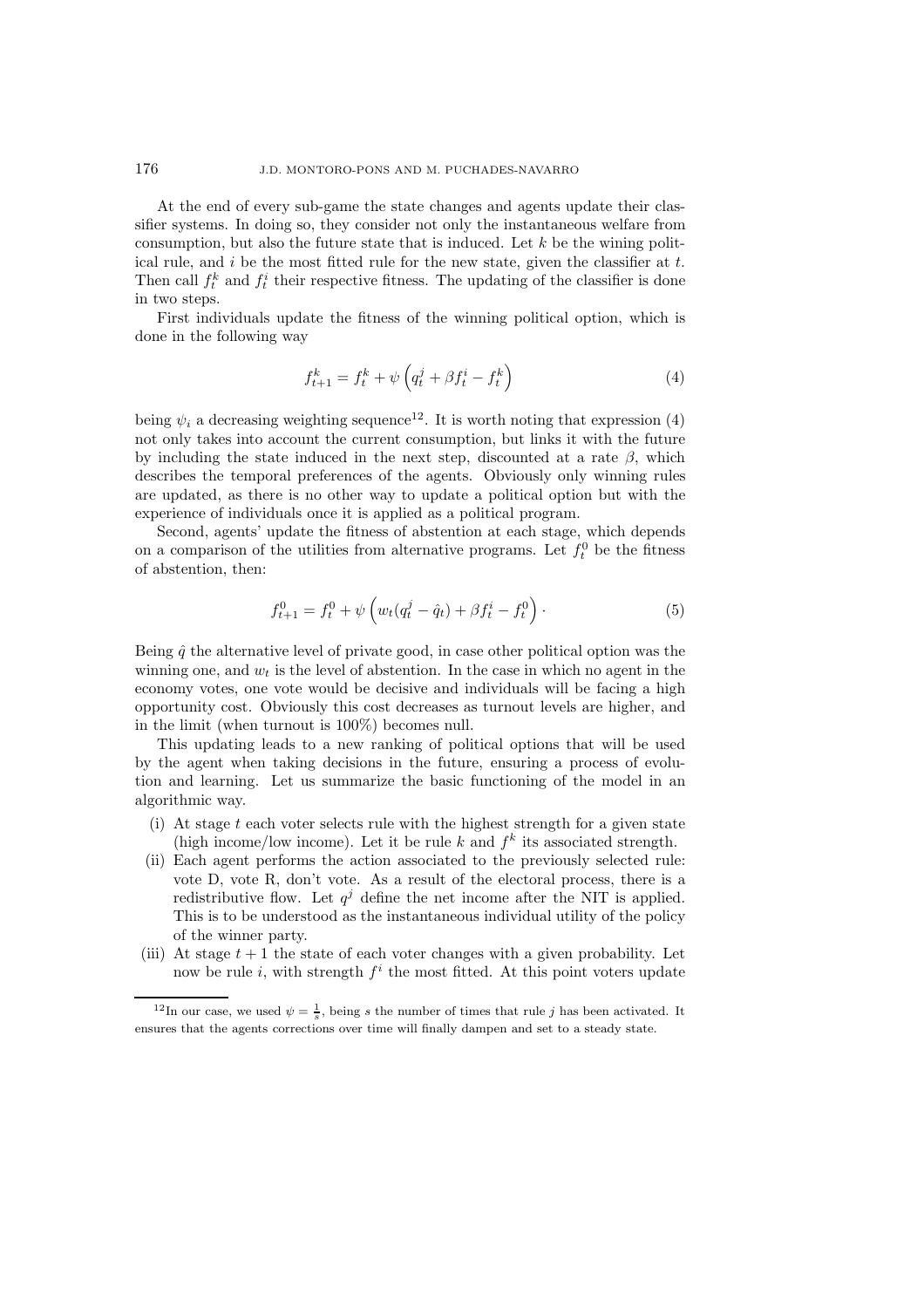At the end of every sub-game the state changes and agents update their classifier systems. In doing so, they consider not only the instantaneous welfare from consumption, but also the future state that is induced. Let $k$ be the wining political rule, and $i$ be the most fitted rule for the new state, given the classifier at $t$. Then call $f_t^k$ and $f_t^i$ their respective fitness. The updating of the classifier is done in two steps.

First individuals update the fitness of the winning political option, which is done in the following way

$$f_{t+1}^k = f_t^k + \psi \left( q_t^j + \beta f_t^i - f_t^k \right) \tag{4}$$

being $\psi_i$ a decreasing weighting sequence[12]. It is worth noting that expression (4) not only takes into account the current consumption, but links it with the future by including the state induced in the next step, discounted at a rate $\beta$, which describes the temporal preferences of the agents. Obviously only winning rules are updated, as there is no other way to update a political option but with the experience of individuals once it is applied as a political program.

Second, agents' update the fitness of abstention at each stage, which depends on a comparison of the utilities from alternative programs. Let $f_t^0$ be the fitness of abstention, then:

$$f_{t+1}^0 = f_t^0 + \psi \left( w_t (q_t^j - \hat{q}_t) + \beta f_t^i - f_t^0 \right) \cdot \tag{5}$$

Being $\hat{q}$ the alternative level of private good, in case other political option was the winning one, and $w_t$ is the level of abstention. In the case in which no agent in the economy votes, one vote would be decisive and individuals will be facing a high opportunity cost. Obviously this cost decreases as turnout levels are higher, and in the limit (when turnout is 100%) becomes null.

This updating leads to a new ranking of political options that will be used by the agent when taking decisions in the future, ensuring a process of evolution and learning. Let us summarize the basic functioning of the model in an algorithmic way.

(i) At stage $t$ each voter selects rule with the highest strength for a given state (high income/low income). Let it be rule $k$ and $f^k$ its associated strength.

(ii) Each agent performs the action associated to the previously selected rule: vote D, vote R, don't vote. As a result of the electoral process, there is a redistributive flow. Let $q^j$ define the net income after the NIT is applied. This is to be understood as the instantaneous individual utility of the policy of the winner party.

(iii) At stage $t+1$ the state of each voter changes with a given probability. Let now be rule $i$, with strength $f^i$ the most fitted. At this point voters update

[12] In our case, we used $\psi = \frac{1}{s}$, being $s$ the number of times that rule $j$ has been activated. It ensures that the agents corrections over time will finally dampen and set to a steady state.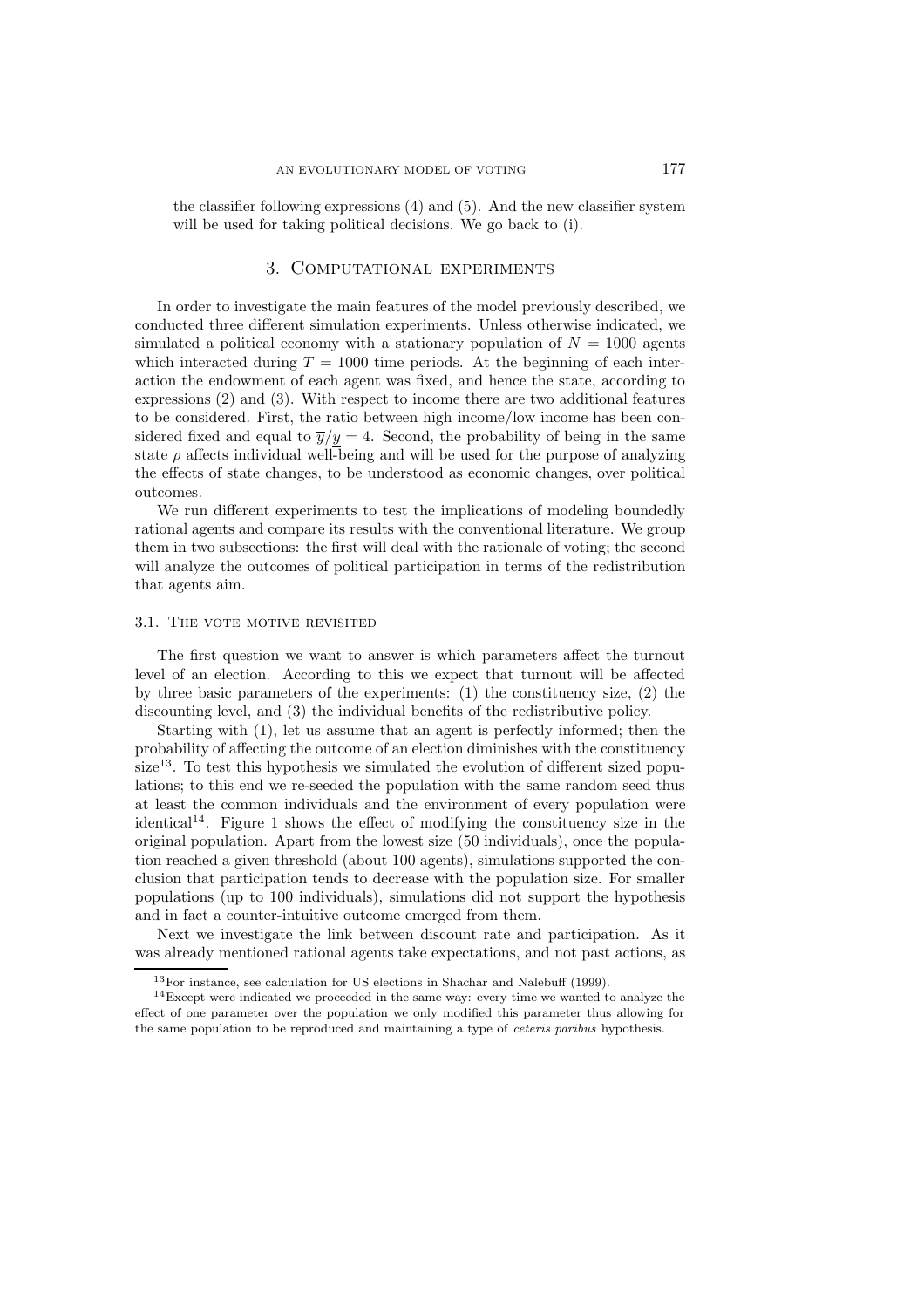the classifier following expressions (4) and (5). And the new classifier system will be used for taking political decisions. We go back to (i).

## 3. Computational experiments

In order to investigate the main features of the model previously described, we conducted three different simulation experiments. Unless otherwise indicated, we simulated a political economy with a stationary population of $N = 1000$ agents which interacted during $T = 1000$ time periods. At the beginning of each interaction the endowment of each agent was fixed, and hence the state, according to expressions (2) and (3). With respect to income there are two additional features to be considered. First, the ratio between high income/low income has been considered fixed and equal to $\overline{y}/\underline{y} = 4$. Second, the probability of being in the same state $\rho$ affects individual well-being and will be used for the purpose of analyzing the effects of state changes, to be understood as economic changes, over political outcomes.

We run different experiments to test the implications of modeling boundedly rational agents and compare its results with the conventional literature. We group them in two subsections: the first will deal with the rationale of voting; the second will analyze the outcomes of political participation in terms of the redistribution that agents aim.

### 3.1. The vote motive revisited

The first question we want to answer is which parameters affect the turnout level of an election. According to this we expect that turnout will be affected by three basic parameters of the experiments: (1) the constituency size, (2) the discounting level, and (3) the individual benefits of the redistributive policy.

Starting with (1), let us assume that an agent is perfectly informed; then the probability of affecting the outcome of an election diminishes with the constituency size[13]. To test this hypothesis we simulated the evolution of different sized populations; to this end we re-seeded the population with the same random seed thus at least the common individuals and the environment of every population were identical[14]. Figure 1 shows the effect of modifying the constituency size in the original population. Apart from the lowest size (50 individuals), once the population reached a given threshold (about 100 agents), simulations supported the conclusion that participation tends to decrease with the population size. For smaller populations (up to 100 individuals), simulations did not support the hypothesis and in fact a counter-intuitive outcome emerged from them.

Next we investigate the link between discount rate and participation. As it was already mentioned rational agents take expectations, and not past actions, as

[13] For instance, see calculation for US elections in Shachar and Nalebuff (1999).

[14] Except were indicated we proceeded in the same way: every time we wanted to analyze the effect of one parameter over the population we only modified this parameter thus allowing for the same population to be reproduced and maintaining a type of *ceteris paribus* hypothesis.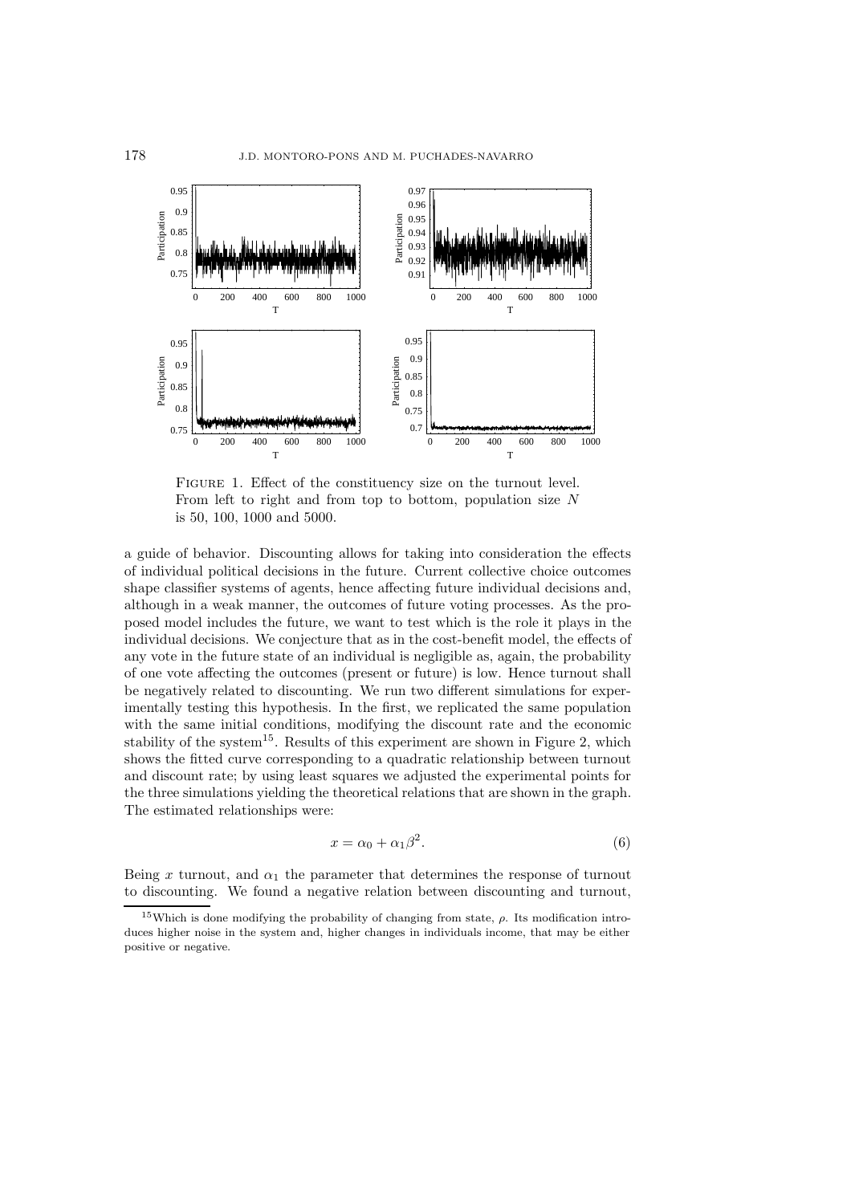FIGURE 1. Effect of the constituency size on the turnout level. From left to right and from top to bottom, population size $N$ is 50, 100, 1000 and 5000.

a guide of behavior. Discounting allows for taking into consideration the effects of individual political decisions in the future. Current collective choice outcomes shape classifier systems of agents, hence affecting future individual decisions and, although in a weak manner, the outcomes of future voting processes. As the proposed model includes the future, we want to test which is the role it plays in the individual decisions. We conjecture that as in the cost-benefit model, the effects of any vote in the future state of an individual is negligible as, again, the probability of one vote affecting the outcomes (present or future) is low. Hence turnout shall be negatively related to discounting. We run two different simulations for experimentally testing this hypothesis. In the first, we replicated the same population with the same initial conditions, modifying the discount rate and the economic stability of the system[15]. Results of this experiment are shown in Figure 2, which shows the fitted curve corresponding to a quadratic relationship between turnout and discount rate; by using least squares we adjusted the experimental points for the three simulations yielding the theoretical relations that are shown in the graph. The estimated relationships were:

$$x = \alpha_0 + \alpha_1 \beta^2. \tag{6}$$

Being $x$ turnout, and $\alpha_1$ the parameter that determines the response of turnout to discounting. We found a negative relation between discounting and turnout,

[15] Which is done modifying the probability of changing from state, $\rho$. Its modification introduces higher noise in the system and, higher changes in individuals income, that may be either positive or negative.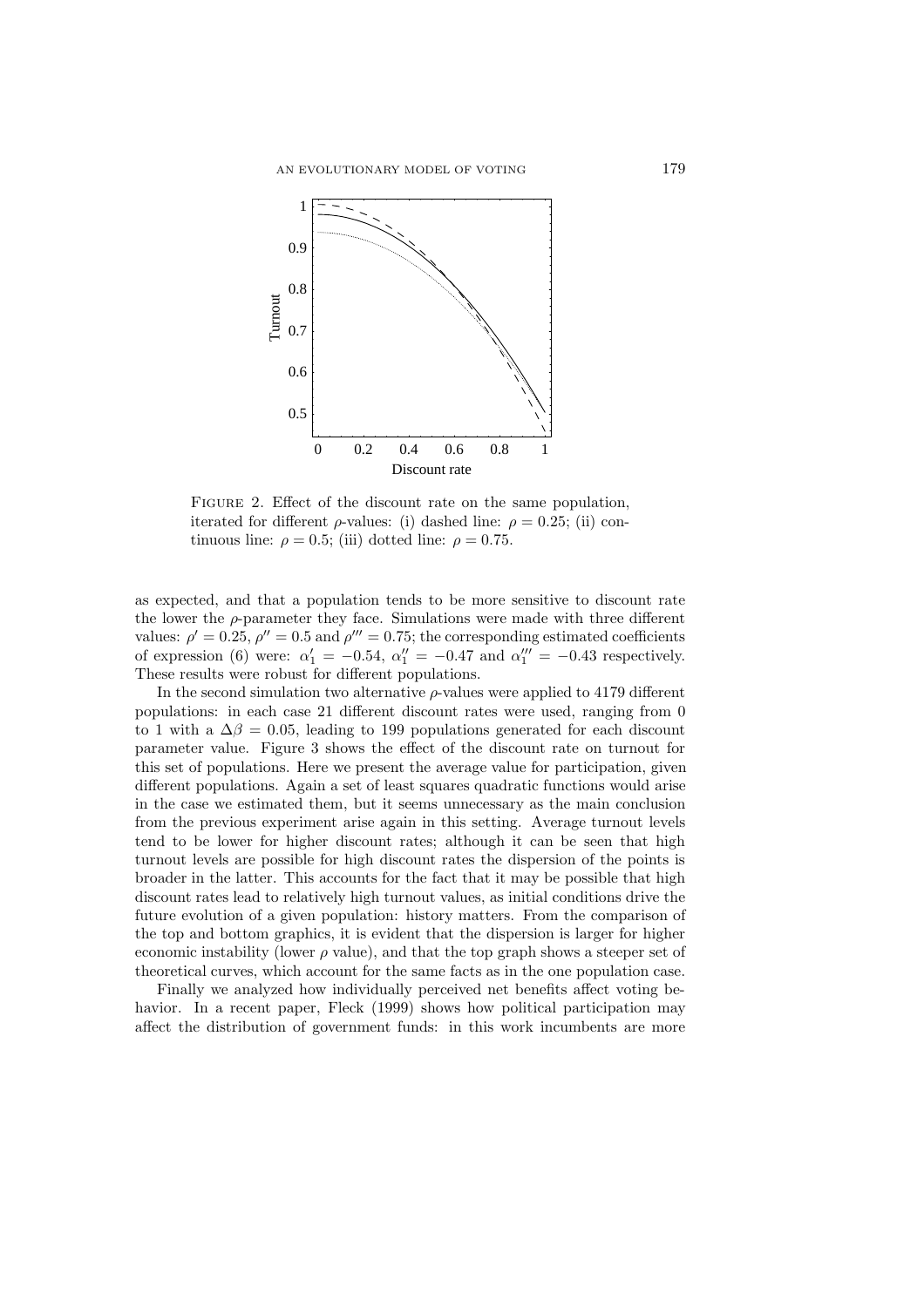FIGURE 2. Effect of the discount rate on the same population, iterated for different $\rho$-values: (i) dashed line: $\rho = 0.25$; (ii) continuous line: $\rho = 0.5$; (iii) dotted line: $\rho = 0.75$.

as expected, and that a population tends to be more sensitive to discount rate the lower the $\rho$-parameter they face. Simulations were made with three different values: $\rho' = 0.25$, $\rho'' = 0.5$ and $\rho''' = 0.75$; the corresponding estimated coefficients of expression (6) were: $\alpha_1' = -0.54$, $\alpha_1'' = -0.47$ and $\alpha_1''' = -0.43$ respectively. These results were robust for different populations.

In the second simulation two alternative $\rho$-values were applied to 4179 different populations: in each case 21 different discount rates were used, ranging from 0 to 1 with a $\Delta\beta = 0.05$, leading to 199 populations generated for each discount parameter value. Figure 3 shows the effect of the discount rate on turnout for this set of populations. Here we present the average value for participation, given different populations. Again a set of least squares quadratic functions would arise in the case we estimated them, but it seems unnecessary as the main conclusion from the previous experiment arise again in this setting. Average turnout levels tend to be lower for higher discount rates; although it can be seen that high turnout levels are possible for high discount rates the dispersion of the points is broader in the latter. This accounts for the fact that it may be possible that high discount rates lead to relatively high turnout values, as initial conditions drive the future evolution of a given population: history matters. From the comparison of the top and bottom graphics, it is evident that the dispersion is larger for higher economic instability (lower $\rho$ value), and that the top graph shows a steeper set of theoretical curves, which account for the same facts as in the one population case.

Finally we analyzed how individually perceived net benefits affect voting behavior. In a recent paper, Fleck (1999) shows how political participation may affect the distribution of government funds: in this work incumbents are more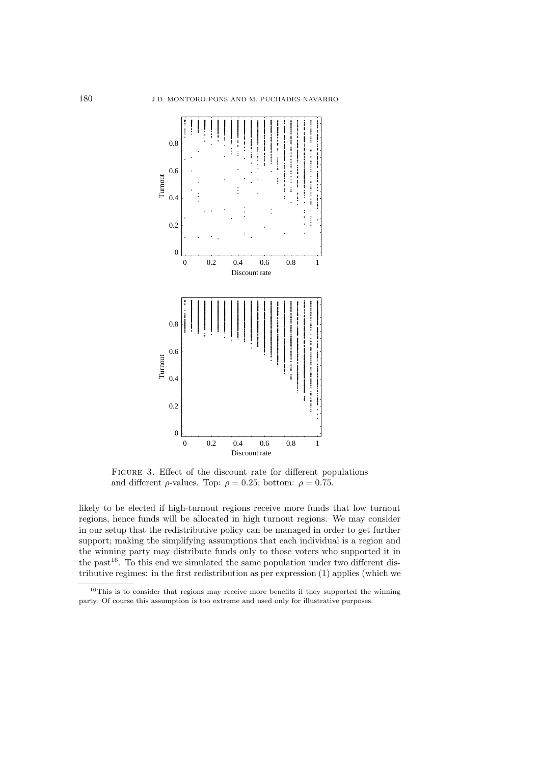FIGURE 3. Effect of the discount rate for different populations and different $\rho$-values. Top: $\rho = 0.25$; bottom: $\rho = 0.75$.

likely to be elected if high-turnout regions receive more funds that low turnout regions, hence funds will be allocated in high turnout regions. We may consider in our setup that the redistributive policy can be managed in order to get further support; making the simplifying assumptions that each individual is a region and the winning party may distribute funds only to those voters who supported it in the past[16]. To this end we simulated the same population under two different distributive regimes: in the first redistribution as per expression (1) applies (which we

[16]This is to consider that regions may receive more benefits if they supported the winning party. Of course this assumption is too extreme and used only for illustrative purposes.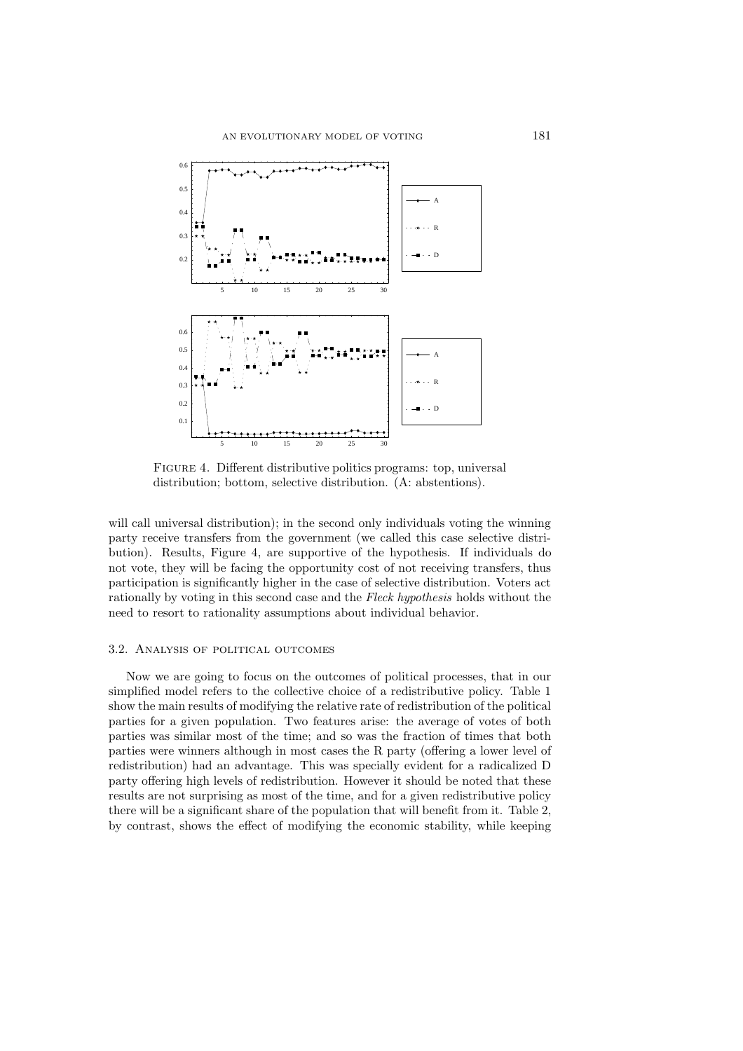FIGURE 4. Different distributive politics programs: top, universal distribution; bottom, selective distribution. (A: abstentions).

will call universal distribution); in the second only individuals voting the winning party receive transfers from the government (we called this case selective distribution). Results, Figure 4, are supportive of the hypothesis. If individuals do not vote, they will be facing the opportunity cost of not receiving transfers, thus participation is significantly higher in the case of selective distribution. Voters act rationally by voting in this second case and the *Fleck hypothesis* holds without the need to resort to rationality assumptions about individual behavior.

### 3.2. Analysis of political outcomes

Now we are going to focus on the outcomes of political processes, that in our simplified model refers to the collective choice of a redistributive policy. Table 1 show the main results of modifying the relative rate of redistribution of the political parties for a given population. Two features arise: the average of votes of both parties was similar most of the time; and so was the fraction of times that both parties were winners although in most cases the R party (offering a lower level of redistribution) had an advantage. This was specially evident for a radicalized D party offering high levels of redistribution. However it should be noted that these results are not surprising as most of the time, and for a given redistributive policy there will be a significant share of the population that will benefit from it. Table 2, by contrast, shows the effect of modifying the economic stability, while keeping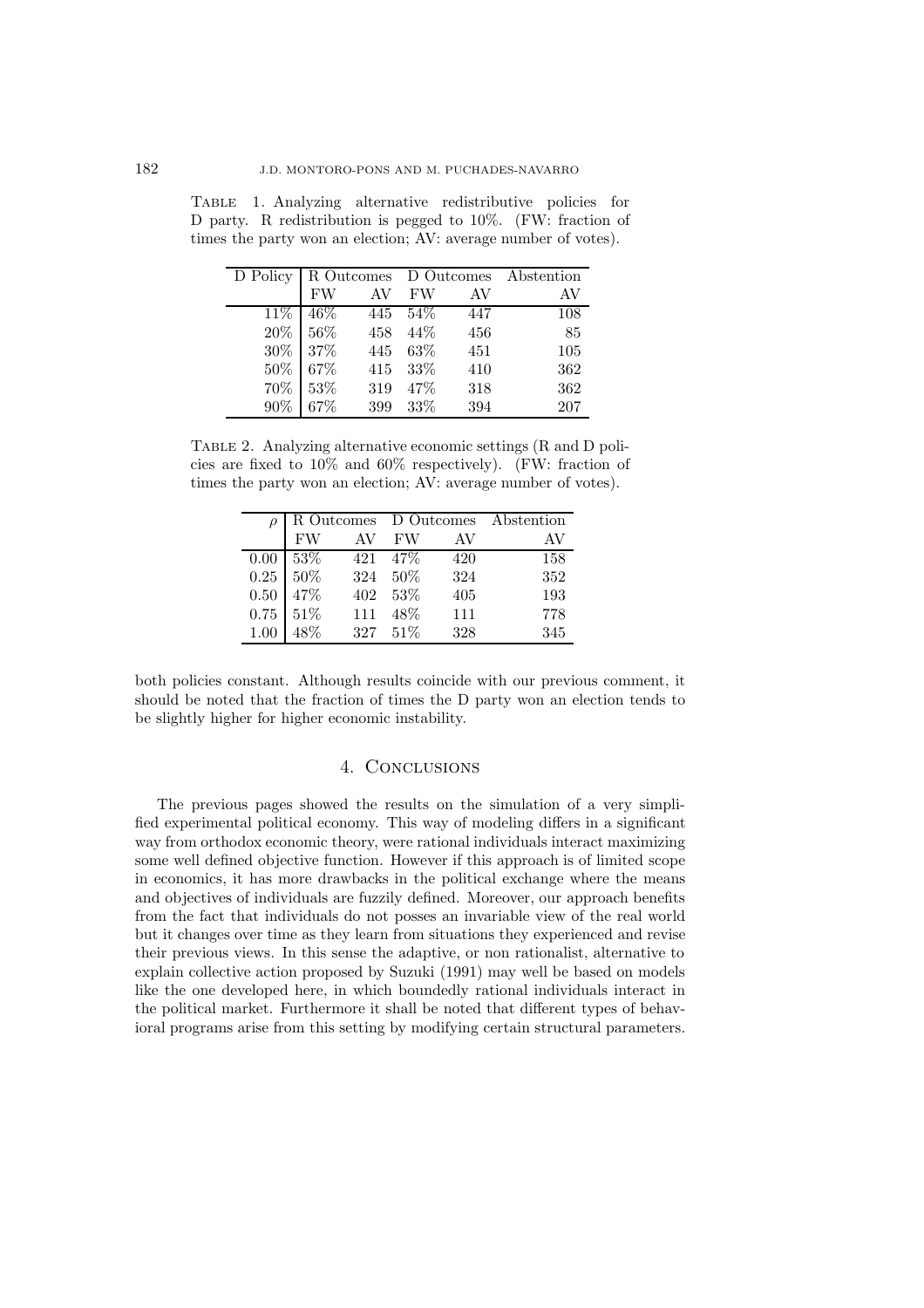Table 1. Analyzing alternative redistributive policies for D party. R redistribution is pegged to 10%. (FW: fraction of times the party won an election; AV: average number of votes).

| D Policy | R Outcomes | | D Outcomes | | Abstention |
|---|---|---|---|---|---|
| | FW | AV | FW | AV | AV |
| 11% | 46% | 445 | 54% | 447 | 108 |
| 20% | 56% | 458 | 44% | 456 | 85 |
| 30% | 37% | 445 | 63% | 451 | 105 |
| 50% | 67% | 415 | 33% | 410 | 362 |
| 70% | 53% | 319 | 47% | 318 | 362 |
| 90% | 67% | 399 | 33% | 394 | 207 |

Table 2. Analyzing alternative economic settings (R and D policies are fixed to 10% and 60% respectively). (FW: fraction of times the party won an election; AV: average number of votes).

| $\rho$ | R Outcomes | | D Outcomes | | Abstention |
|---|---|---|---|---|---|
| | FW | AV | FW | AV | AV |
| 0.00 | 53% | 421 | 47% | 420 | 158 |
| 0.25 | 50% | 324 | 50% | 324 | 352 |
| 0.50 | 47% | 402 | 53% | 405 | 193 |
| 0.75 | 51% | 111 | 48% | 111 | 778 |
| 1.00 | 48% | 327 | 51% | 328 | 345 |

both policies constant. Although results coincide with our previous comment, it should be noted that the fraction of times the D party won an election tends to be slightly higher for higher economic instability.

## 4. Conclusions

The previous pages showed the results on the simulation of a very simplified experimental political economy. This way of modeling differs in a significant way from orthodox economic theory, were rational individuals interact maximizing some well defined objective function. However if this approach is of limited scope in economics, it has more drawbacks in the political exchange where the means and objectives of individuals are fuzzily defined. Moreover, our approach benefits from the fact that individuals do not posses an invariable view of the real world but it changes over time as they learn from situations they experienced and revise their previous views. In this sense the adaptive, or non rationalist, alternative to explain collective action proposed by Suzuki (1991) may well be based on models like the one developed here, in which boundedly rational individuals interact in the political market. Furthermore it shall be noted that different types of behavioral programs arise from this setting by modifying certain structural parameters.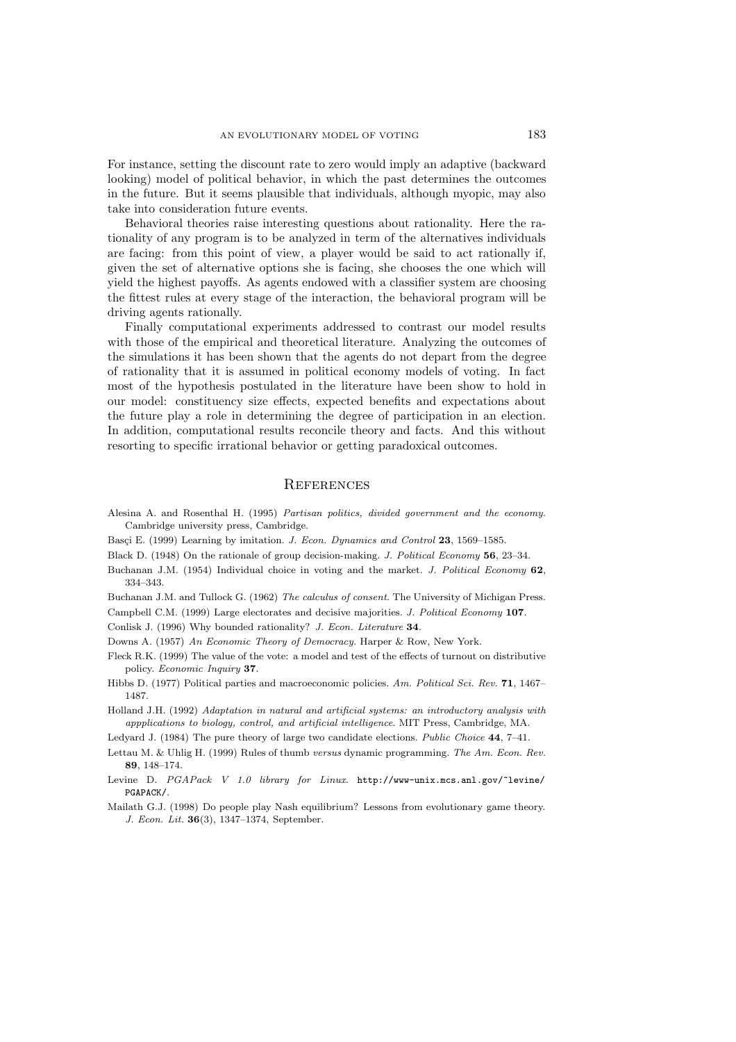For instance, setting the discount rate to zero would imply an adaptive (backward looking) model of political behavior, in which the past determines the outcomes in the future. But it seems plausible that individuals, although myopic, may also take into consideration future events.

Behavioral theories raise interesting questions about rationality. Here the rationality of any program is to be analyzed in term of the alternatives individuals are facing: from this point of view, a player would be said to act rationally if, given the set of alternative options she is facing, she chooses the one which will yield the highest payoffs. As agents endowed with a classifier system are choosing the fittest rules at every stage of the interaction, the behavioral program will be driving agents rationally.

Finally computational experiments addressed to contrast our model results with those of the empirical and theoretical literature. Analyzing the outcomes of the simulations it has been shown that the agents do not depart from the degree of rationality that it is assumed in political economy models of voting. In fact most of the hypothesis postulated in the literature have been show to hold in our model: constituency size effects, expected benefits and expectations about the future play a role in determining the degree of participation in an election. In addition, computational results reconcile theory and facts. And this without resorting to specific irrational behavior or getting paradoxical outcomes.

## References

Alesina A. and Rosenthal H. (1995) *Partisan politics, divided government and the economy*. Cambridge university press, Cambridge.

Basçi E. (1999) Learning by imitation. *J. Econ. Dynamics and Control* **23**, 1569–1585.

Black D. (1948) On the rationale of group decision-making. *J. Political Economy* **56**, 23–34.

Buchanan J.M. (1954) Individual choice in voting and the market. *J. Political Economy* **62**, 334–343.

Buchanan J.M. and Tullock G. (1962) *The calculus of consent*. The University of Michigan Press.

Campbell C.M. (1999) Large electorates and decisive majorities. *J. Political Economy* **107**.

Conlisk J. (1996) Why bounded rationality? *J. Econ. Literature* **34**.

Downs A. (1957) *An Economic Theory of Democracy*. Harper & Row, New York.

Fleck R.K. (1999) The value of the vote: a model and test of the effects of turnout on distributive policy. *Economic Inquiry* **37**.

Hibbs D. (1977) Political parties and macroeconomic policies. *Am. Political Sci. Rev.* **71**, 1467–1487.

Holland J.H. (1992) *Adaptation in natural and artificial systems: an introductory analysis with appplications to biology, control, and artificial intelligence*. MIT Press, Cambridge, MA.

Ledyard J. (1984) The pure theory of large two candidate elections. *Public Choice* **44**, 7–41.

Lettau M. & Uhlig H. (1999) Rules of thumb *versus* dynamic programming. *The Am. Econ. Rev.* **89**, 148–174.

Levine D. *PGAPack V 1.0 library for Linux*. `http://www-unix.mcs.anl.gov/~levine/PGAPACK/`.

Mailath G.J. (1998) Do people play Nash equilibrium? Lessons from evolutionary game theory. *J. Econ. Lit.* **36**(3), 1347–1374, September.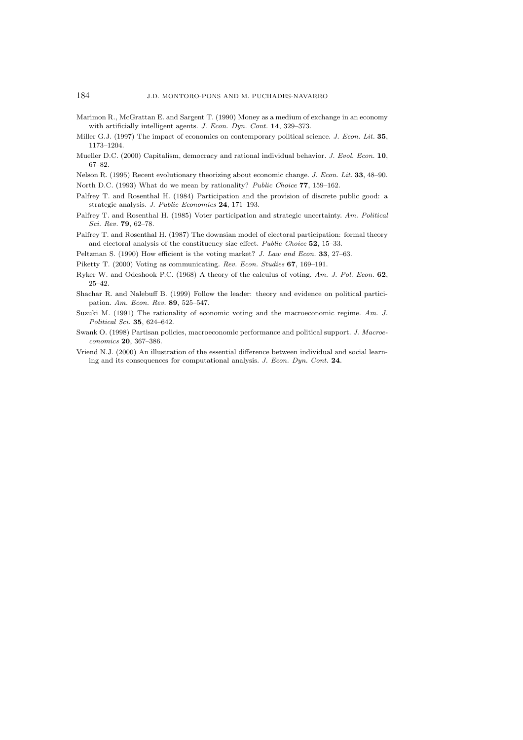Marimon R., McGrattan E. and Sargent T. (1990) Money as a medium of exchange in an economy with artificially intelligent agents. *J. Econ. Dyn. Cont.* **14**, 329–373.

Miller G.J. (1997) The impact of economics on contemporary political science. *J. Econ. Lit.* **35**, 1173–1204.

Mueller D.C. (2000) Capitalism, democracy and rational individual behavior. *J. Evol. Econ.* **10**, 67–82.

Nelson R. (1995) Recent evolutionary theorizing about economic change. *J. Econ. Lit.* **33**, 48–90.

North D.C. (1993) What do we mean by rationality? *Public Choice* **77**, 159–162.

Palfrey T. and Rosenthal H. (1984) Participation and the provision of discrete public good: a strategic analysis. *J. Public Economics* **24**, 171–193.

Palfrey T. and Rosenthal H. (1985) Voter participation and strategic uncertainty. *Am. Political Sci. Rev.* **79**, 62–78.

Palfrey T. and Rosenthal H. (1987) The downsian model of electoral participation: formal theory and electoral analysis of the constituency size effect. *Public Choice* **52**, 15–33.

Peltzman S. (1990) How efficient is the voting market? *J. Law and Econ.* **33**, 27–63.

Piketty T. (2000) Voting as communicating. *Rev. Econ. Studies* **67**, 169–191.

Ryker W. and Odeshook P.C. (1968) A theory of the calculus of voting. *Am. J. Pol. Econ.* **62**, 25–42.

Shachar R. and Nalebuff B. (1999) Follow the leader: theory and evidence on political participation. *Am. Econ. Rev.* **89**, 525–547.

Suzuki M. (1991) The rationality of economic voting and the macroeconomic regime. *Am. J. Political Sci.* **35**, 624–642.

Swank O. (1998) Partisan policies, macroeconomic performance and political support. *J. Macroeconomics* **20**, 367–386.

Vriend N.J. (2000) An illustration of the essential difference between individual and social learning and its consequences for computational analysis. *J. Econ. Dyn. Cont.* **24**.